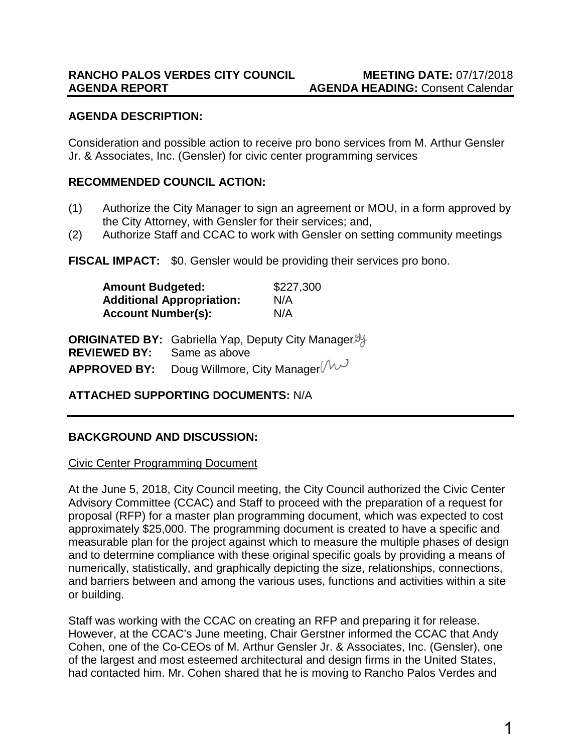**RANCHO PALOS VERDES CITY COUNCIL** **MEETING DATE:** 07/17/2018
**AGENDA REPORT** **AGENDA HEADING:** Consent Calendar

**AGENDA DESCRIPTION:**

Consideration and possible action to receive pro bono services from M. Arthur Gensler Jr. & Associates, Inc. (Gensler) for civic center programming services

**RECOMMENDED COUNCIL ACTION:**

(1) Authorize the City Manager to sign an agreement or MOU, in a form approved by the City Attorney, with Gensler for their services; and,
(2) Authorize Staff and CCAC to work with Gensler on setting community meetings

**FISCAL IMPACT:** $0. Gensler would be providing their services pro bono.

| | |
|---|---|
| **Amount Budgeted:** | $227,300 |
| **Additional Appropriation:** | N/A |
| **Account Number(s):** | N/A |

**ORIGINATED BY:** Gabriella Yap, Deputy City Manager
**REVIEWED BY:** Same as above
**APPROVED BY:** Doug Willmore, City Manager

**ATTACHED SUPPORTING DOCUMENTS:** N/A

**BACKGROUND AND DISCUSSION:**

Civic Center Programming Document

At the June 5, 2018, City Council meeting, the City Council authorized the Civic Center Advisory Committee (CCAC) and Staff to proceed with the preparation of a request for proposal (RFP) for a master plan programming document, which was expected to cost approximately $25,000. The programming document is created to have a specific and measurable plan for the project against which to measure the multiple phases of design and to determine compliance with these original specific goals by providing a means of numerically, statistically, and graphically depicting the size, relationships, connections, and barriers between and among the various uses, functions and activities within a site or building.

Staff was working with the CCAC on creating an RFP and preparing it for release. However, at the CCAC's June meeting, Chair Gerstner informed the CCAC that Andy Cohen, one of the Co-CEOs of M. Arthur Gensler Jr. & Associates, Inc. (Gensler), one of the largest and most esteemed architectural and design firms in the United States, had contacted him. Mr. Cohen shared that he is moving to Rancho Palos Verdes and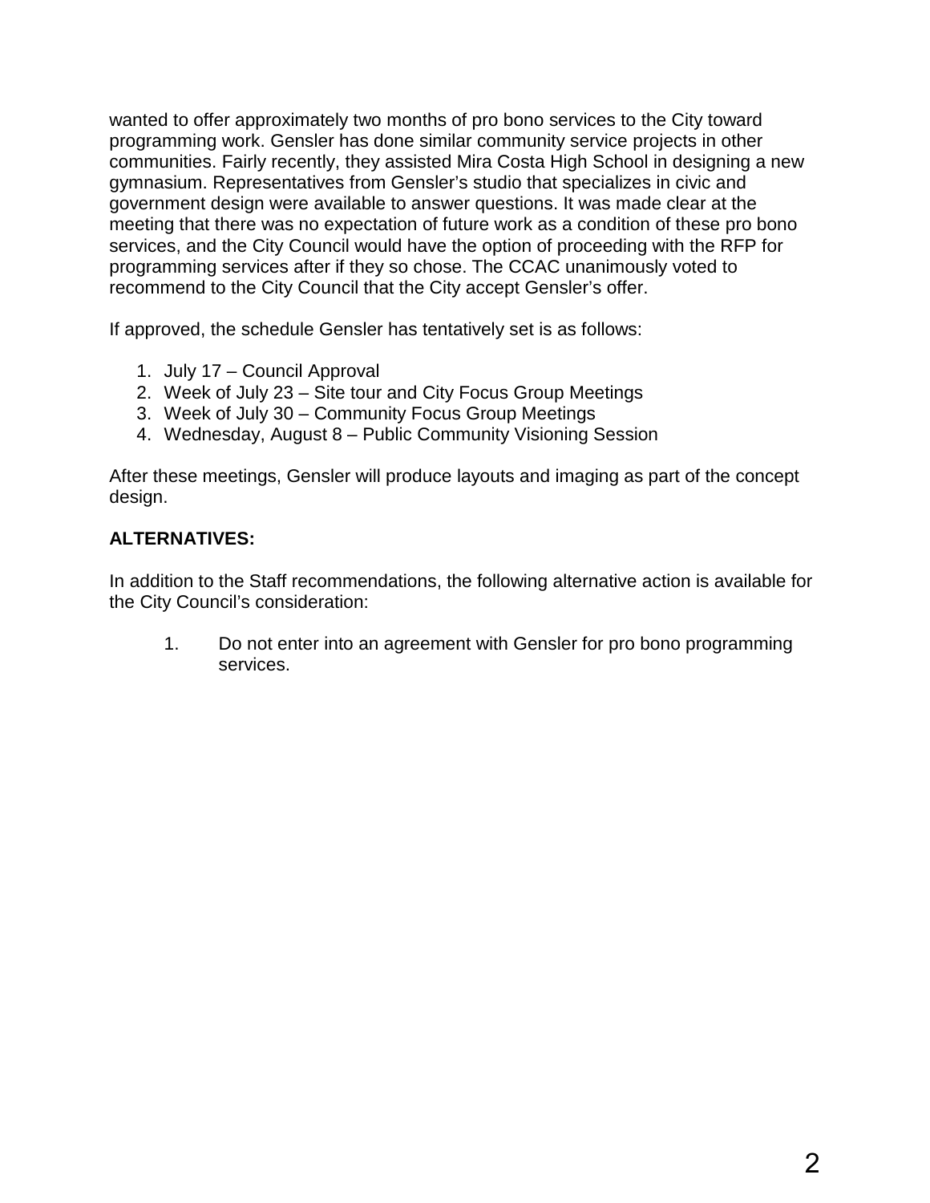wanted to offer approximately two months of pro bono services to the City toward programming work. Gensler has done similar community service projects in other communities. Fairly recently, they assisted Mira Costa High School in designing a new gymnasium. Representatives from Gensler's studio that specializes in civic and government design were available to answer questions. It was made clear at the meeting that there was no expectation of future work as a condition of these pro bono services, and the City Council would have the option of proceeding with the RFP for programming services after if they so chose. The CCAC unanimously voted to recommend to the City Council that the City accept Gensler's offer.

If approved, the schedule Gensler has tentatively set is as follows:

1. July 17 – Council Approval
2. Week of July 23 – Site tour and City Focus Group Meetings
3. Week of July 30 – Community Focus Group Meetings
4. Wednesday, August 8 – Public Community Visioning Session

After these meetings, Gensler will produce layouts and imaging as part of the concept design.

**ALTERNATIVES:**

In addition to the Staff recommendations, the following alternative action is available for the City Council's consideration:

1. Do not enter into an agreement with Gensler for pro bono programming services.